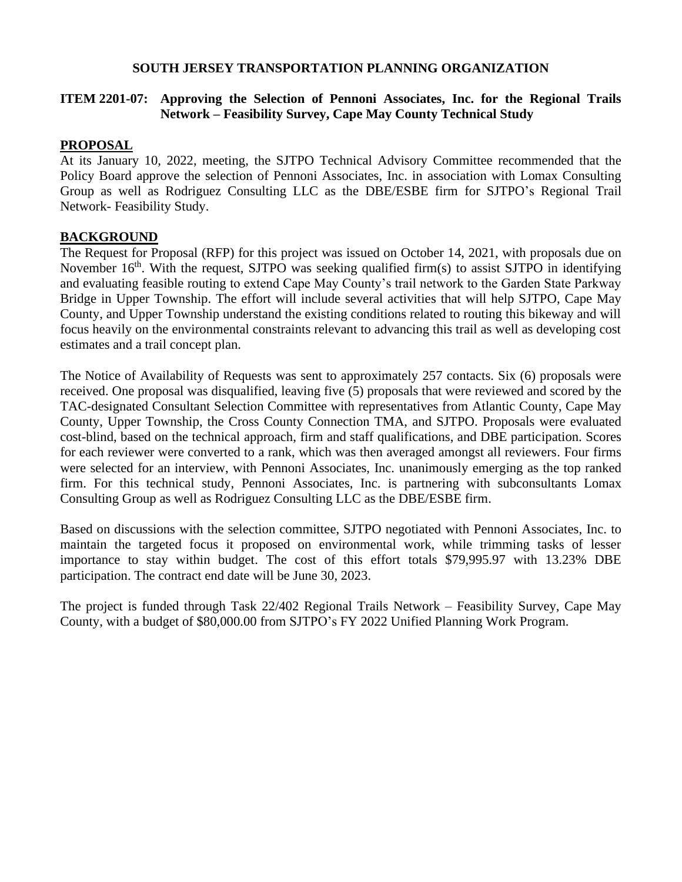**SOUTH JERSEY TRANSPORTATION PLANNING ORGANIZATION**

**ITEM 2201-07: Approving the Selection of Pennoni Associates, Inc. for the Regional Trails Network – Feasibility Survey, Cape May County Technical Study**

## PROPOSAL

At its January 10, 2022, meeting, the SJTPO Technical Advisory Committee recommended that the Policy Board approve the selection of Pennoni Associates, Inc. in association with Lomax Consulting Group as well as Rodriguez Consulting LLC as the DBE/ESBE firm for SJTPO's Regional Trail Network- Feasibility Study.

## BACKGROUND

The Request for Proposal (RFP) for this project was issued on October 14, 2021, with proposals due on November 16th. With the request, SJTPO was seeking qualified firm(s) to assist SJTPO in identifying and evaluating feasible routing to extend Cape May County's trail network to the Garden State Parkway Bridge in Upper Township. The effort will include several activities that will help SJTPO, Cape May County, and Upper Township understand the existing conditions related to routing this bikeway and will focus heavily on the environmental constraints relevant to advancing this trail as well as developing cost estimates and a trail concept plan.

The Notice of Availability of Requests was sent to approximately 257 contacts. Six (6) proposals were received. One proposal was disqualified, leaving five (5) proposals that were reviewed and scored by the TAC-designated Consultant Selection Committee with representatives from Atlantic County, Cape May County, Upper Township, the Cross County Connection TMA, and SJTPO. Proposals were evaluated cost-blind, based on the technical approach, firm and staff qualifications, and DBE participation. Scores for each reviewer were converted to a rank, which was then averaged amongst all reviewers. Four firms were selected for an interview, with Pennoni Associates, Inc. unanimously emerging as the top ranked firm. For this technical study, Pennoni Associates, Inc. is partnering with subconsultants Lomax Consulting Group as well as Rodriguez Consulting LLC as the DBE/ESBE firm.

Based on discussions with the selection committee, SJTPO negotiated with Pennoni Associates, Inc. to maintain the targeted focus it proposed on environmental work, while trimming tasks of lesser importance to stay within budget. The cost of this effort totals $79,995.97 with 13.23% DBE participation. The contract end date will be June 30, 2023.

The project is funded through Task 22/402 Regional Trails Network – Feasibility Survey, Cape May County, with a budget of $80,000.00 from SJTPO's FY 2022 Unified Planning Work Program.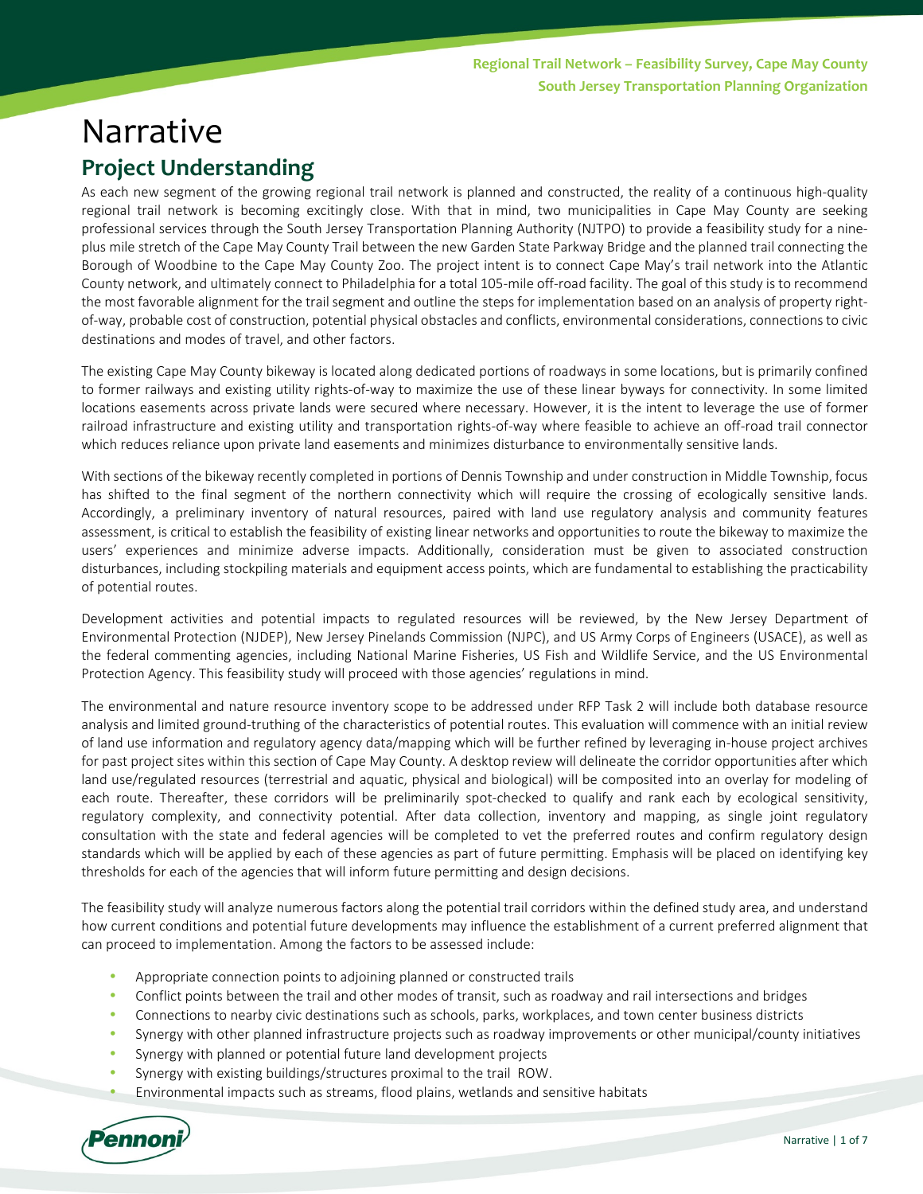# Narrative

## Project Understanding

As each new segment of the growing regional trail network is planned and constructed, the reality of a continuous high-quality regional trail network is becoming excitingly close. With that in mind, two municipalities in Cape May County are seeking professional services through the South Jersey Transportation Planning Authority (NJTPO) to provide a feasibility study for a nine-plus mile stretch of the Cape May County Trail between the new Garden State Parkway Bridge and the planned trail connecting the Borough of Woodbine to the Cape May County Zoo. The project intent is to connect Cape May's trail network into the Atlantic County network, and ultimately connect to Philadelphia for a total 105-mile off-road facility. The goal of this study is to recommend the most favorable alignment for the trail segment and outline the steps for implementation based on an analysis of property right-of-way, probable cost of construction, potential physical obstacles and conflicts, environmental considerations, connections to civic destinations and modes of travel, and other factors.

The existing Cape May County bikeway is located along dedicated portions of roadways in some locations, but is primarily confined to former railways and existing utility rights-of-way to maximize the use of these linear byways for connectivity. In some limited locations easements across private lands were secured where necessary. However, it is the intent to leverage the use of former railroad infrastructure and existing utility and transportation rights-of-way where feasible to achieve an off-road trail connector which reduces reliance upon private land easements and minimizes disturbance to environmentally sensitive lands.

With sections of the bikeway recently completed in portions of Dennis Township and under construction in Middle Township, focus has shifted to the final segment of the northern connectivity which will require the crossing of ecologically sensitive lands. Accordingly, a preliminary inventory of natural resources, paired with land use regulatory analysis and community features assessment, is critical to establish the feasibility of existing linear networks and opportunities to route the bikeway to maximize the users' experiences and minimize adverse impacts. Additionally, consideration must be given to associated construction disturbances, including stockpiling materials and equipment access points, which are fundamental to establishing the practicability of potential routes.

Development activities and potential impacts to regulated resources will be reviewed, by the New Jersey Department of Environmental Protection (NJDEP), New Jersey Pinelands Commission (NJPC), and US Army Corps of Engineers (USACE), as well as the federal commenting agencies, including National Marine Fisheries, US Fish and Wildlife Service, and the US Environmental Protection Agency. This feasibility study will proceed with those agencies' regulations in mind.

The environmental and nature resource inventory scope to be addressed under RFP Task 2 will include both database resource analysis and limited ground-truthing of the characteristics of potential routes. This evaluation will commence with an initial review of land use information and regulatory agency data/mapping which will be further refined by leveraging in-house project archives for past project sites within this section of Cape May County. A desktop review will delineate the corridor opportunities after which land use/regulated resources (terrestrial and aquatic, physical and biological) will be composited into an overlay for modeling of each route. Thereafter, these corridors will be preliminarily spot-checked to qualify and rank each by ecological sensitivity, regulatory complexity, and connectivity potential. After data collection, inventory and mapping, as single joint regulatory consultation with the state and federal agencies will be completed to vet the preferred routes and confirm regulatory design standards which will be applied by each of these agencies as part of future permitting. Emphasis will be placed on identifying key thresholds for each of the agencies that will inform future permitting and design decisions.

The feasibility study will analyze numerous factors along the potential trail corridors within the defined study area, and understand how current conditions and potential future developments may influence the establishment of a current preferred alignment that can proceed to implementation. Among the factors to be assessed include:

- Appropriate connection points to adjoining planned or constructed trails
- Conflict points between the trail and other modes of transit, such as roadway and rail intersections and bridges
- Connections to nearby civic destinations such as schools, parks, workplaces, and town center business districts
- Synergy with other planned infrastructure projects such as roadway improvements or other municipal/county initiatives
- Synergy with planned or potential future land development projects
- Synergy with existing buildings/structures proximal to the trail ROW.
- Environmental impacts such as streams, flood plains, wetlands and sensitive habitats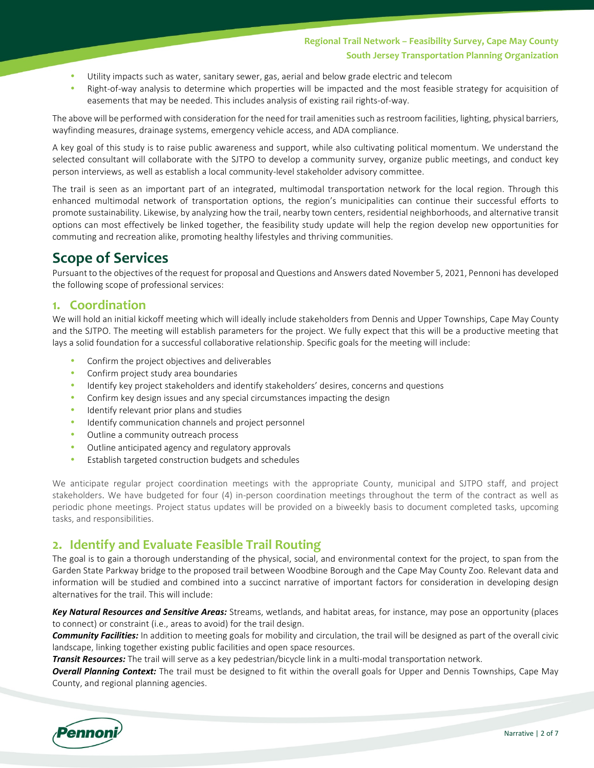- Utility impacts such as water, sanitary sewer, gas, aerial and below grade electric and telecom
- Right-of-way analysis to determine which properties will be impacted and the most feasible strategy for acquisition of easements that may be needed. This includes analysis of existing rail rights-of-way.

The above will be performed with consideration for the need for trail amenities such as restroom facilities, lighting, physical barriers, wayfinding measures, drainage systems, emergency vehicle access, and ADA compliance.

A key goal of this study is to raise public awareness and support, while also cultivating political momentum. We understand the selected consultant will collaborate with the SJTPO to develop a community survey, organize public meetings, and conduct key person interviews, as well as establish a local community-level stakeholder advisory committee.

The trail is seen as an important part of an integrated, multimodal transportation network for the local region. Through this enhanced multimodal network of transportation options, the region's municipalities can continue their successful efforts to promote sustainability. Likewise, by analyzing how the trail, nearby town centers, residential neighborhoods, and alternative transit options can most effectively be linked together, the feasibility study update will help the region develop new opportunities for commuting and recreation alike, promoting healthy lifestyles and thriving communities.

# Scope of Services

Pursuant to the objectives of the request for proposal and Questions and Answers dated November 5, 2021, Pennoni has developed the following scope of professional services:

## 1. Coordination

We will hold an initial kickoff meeting which will ideally include stakeholders from Dennis and Upper Townships, Cape May County and the SJTPO. The meeting will establish parameters for the project. We fully expect that this will be a productive meeting that lays a solid foundation for a successful collaborative relationship. Specific goals for the meeting will include:

- Confirm the project objectives and deliverables
- Confirm project study area boundaries
- Identify key project stakeholders and identify stakeholders' desires, concerns and questions
- Confirm key design issues and any special circumstances impacting the design
- Identify relevant prior plans and studies
- Identify communication channels and project personnel
- Outline a community outreach process
- Outline anticipated agency and regulatory approvals
- Establish targeted construction budgets and schedules

We anticipate regular project coordination meetings with the appropriate County, municipal and SJTPO staff, and project stakeholders. We have budgeted for four (4) in-person coordination meetings throughout the term of the contract as well as periodic phone meetings. Project status updates will be provided on a biweekly basis to document completed tasks, upcoming tasks, and responsibilities.

## 2. Identify and Evaluate Feasible Trail Routing

The goal is to gain a thorough understanding of the physical, social, and environmental context for the project, to span from the Garden State Parkway bridge to the proposed trail between Woodbine Borough and the Cape May County Zoo. Relevant data and information will be studied and combined into a succinct narrative of important factors for consideration in developing design alternatives for the trail. This will include:

***Key Natural Resources and Sensitive Areas:*** Streams, wetlands, and habitat areas, for instance, may pose an opportunity (places to connect) or constraint (i.e., areas to avoid) for the trail design.

***Community Facilities:*** In addition to meeting goals for mobility and circulation, the trail will be designed as part of the overall civic landscape, linking together existing public facilities and open space resources.

***Transit Resources:*** The trail will serve as a key pedestrian/bicycle link in a multi-modal transportation network.

***Overall Planning Context:*** The trail must be designed to fit within the overall goals for Upper and Dennis Townships, Cape May County, and regional planning agencies.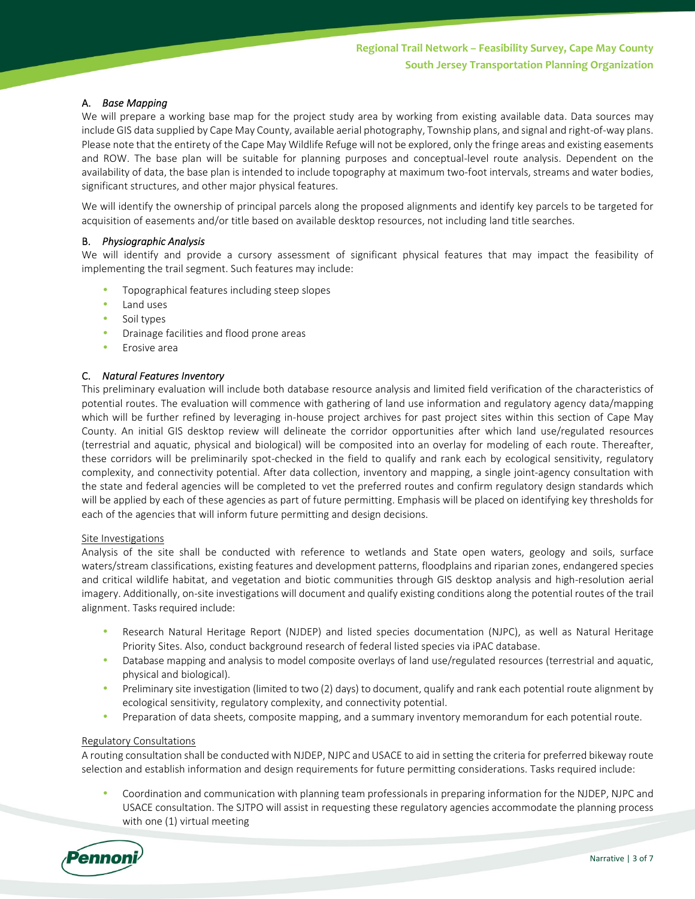### A. *Base Mapping*

We will prepare a working base map for the project study area by working from existing available data. Data sources may include GIS data supplied by Cape May County, available aerial photography, Township plans, and signal and right-of-way plans. Please note that the entirety of the Cape May Wildlife Refuge will not be explored, only the fringe areas and existing easements and ROW. The base plan will be suitable for planning purposes and conceptual-level route analysis. Dependent on the availability of data, the base plan is intended to include topography at maximum two-foot intervals, streams and water bodies, significant structures, and other major physical features.

We will identify the ownership of principal parcels along the proposed alignments and identify key parcels to be targeted for acquisition of easements and/or title based on available desktop resources, not including land title searches.

### B. *Physiographic Analysis*

We will identify and provide a cursory assessment of significant physical features that may impact the feasibility of implementing the trail segment. Such features may include:

- Topographical features including steep slopes
- Land uses
- Soil types
- Drainage facilities and flood prone areas
- Erosive area

### C. *Natural Features Inventory*

This preliminary evaluation will include both database resource analysis and limited field verification of the characteristics of potential routes. The evaluation will commence with gathering of land use information and regulatory agency data/mapping which will be further refined by leveraging in-house project archives for past project sites within this section of Cape May County. An initial GIS desktop review will delineate the corridor opportunities after which land use/regulated resources (terrestrial and aquatic, physical and biological) will be composited into an overlay for modeling of each route. Thereafter, these corridors will be preliminarily spot-checked in the field to qualify and rank each by ecological sensitivity, regulatory complexity, and connectivity potential. After data collection, inventory and mapping, a single joint-agency consultation with the state and federal agencies will be completed to vet the preferred routes and confirm regulatory design standards which will be applied by each of these agencies as part of future permitting. Emphasis will be placed on identifying key thresholds for each of the agencies that will inform future permitting and design decisions.

<u>Site Investigations</u>

Analysis of the site shall be conducted with reference to wetlands and State open waters, geology and soils, surface waters/stream classifications, existing features and development patterns, floodplains and riparian zones, endangered species and critical wildlife habitat, and vegetation and biotic communities through GIS desktop analysis and high-resolution aerial imagery. Additionally, on-site investigations will document and qualify existing conditions along the potential routes of the trail alignment. Tasks required include:

- Research Natural Heritage Report (NJDEP) and listed species documentation (NJPC), as well as Natural Heritage Priority Sites. Also, conduct background research of federal listed species via iPAC database.
- Database mapping and analysis to model composite overlays of land use/regulated resources (terrestrial and aquatic, physical and biological).
- Preliminary site investigation (limited to two (2) days) to document, qualify and rank each potential route alignment by ecological sensitivity, regulatory complexity, and connectivity potential.
- Preparation of data sheets, composite mapping, and a summary inventory memorandum for each potential route.

<u>Regulatory Consultations</u>

A routing consultation shall be conducted with NJDEP, NJPC and USACE to aid in setting the criteria for preferred bikeway route selection and establish information and design requirements for future permitting considerations. Tasks required include:

- Coordination and communication with planning team professionals in preparing information for the NJDEP, NJPC and USACE consultation. The SJTPO will assist in requesting these regulatory agencies accommodate the planning process with one (1) virtual meeting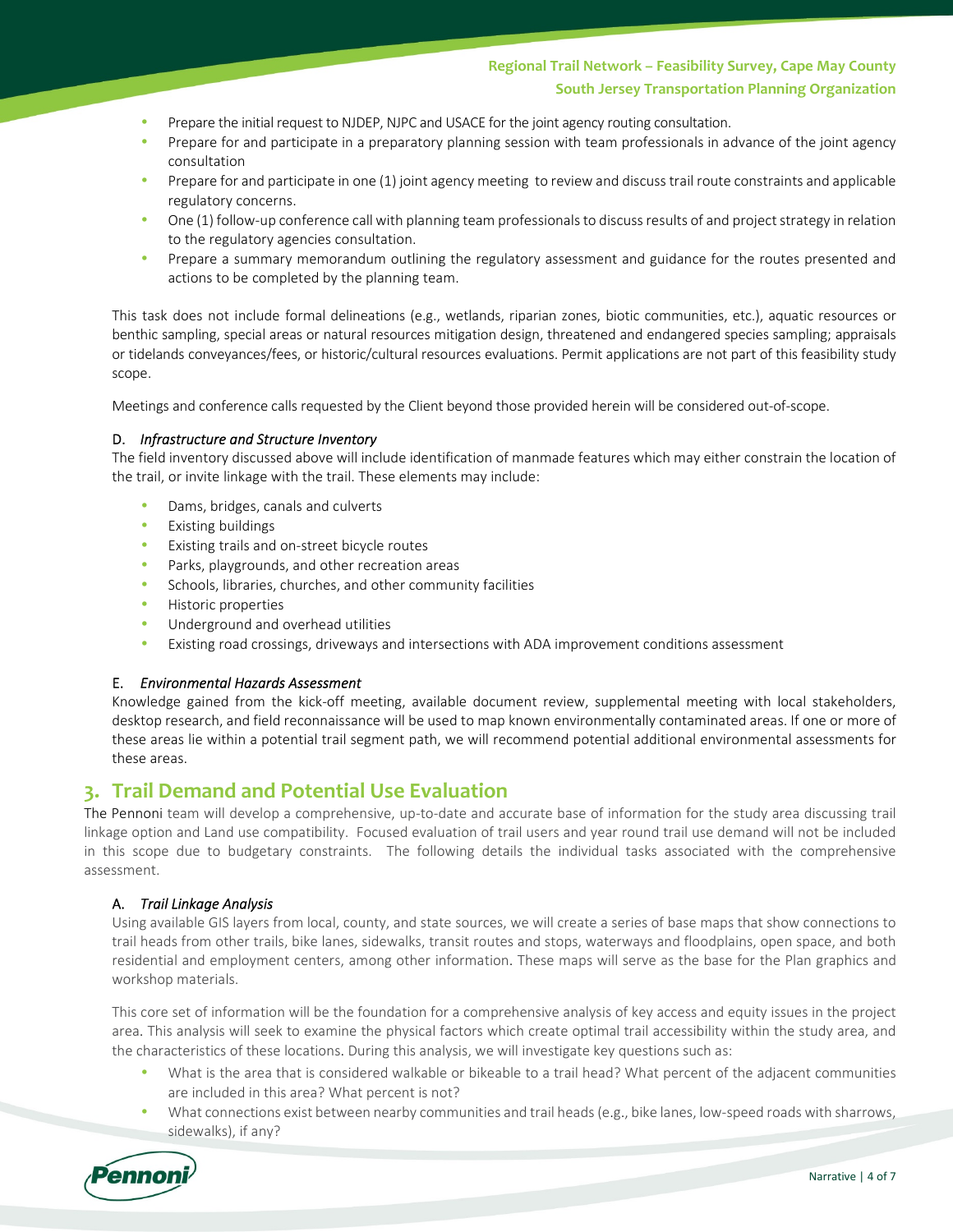- Prepare the initial request to NJDEP, NJPC and USACE for the joint agency routing consultation.
- Prepare for and participate in a preparatory planning session with team professionals in advance of the joint agency consultation
- Prepare for and participate in one (1) joint agency meeting to review and discuss trail route constraints and applicable regulatory concerns.
- One (1) follow-up conference call with planning team professionals to discuss results of and project strategy in relation to the regulatory agencies consultation.
- Prepare a summary memorandum outlining the regulatory assessment and guidance for the routes presented and actions to be completed by the planning team.

This task does not include formal delineations (e.g., wetlands, riparian zones, biotic communities, etc.), aquatic resources or benthic sampling, special areas or natural resources mitigation design, threatened and endangered species sampling; appraisals or tidelands conveyances/fees, or historic/cultural resources evaluations. Permit applications are not part of this feasibility study scope.

Meetings and conference calls requested by the Client beyond those provided herein will be considered out-of-scope.

### D. *Infrastructure and Structure Inventory*

The field inventory discussed above will include identification of manmade features which may either constrain the location of the trail, or invite linkage with the trail. These elements may include:

- Dams, bridges, canals and culverts
- Existing buildings
- Existing trails and on-street bicycle routes
- Parks, playgrounds, and other recreation areas
- Schools, libraries, churches, and other community facilities
- Historic properties
- Underground and overhead utilities
- Existing road crossings, driveways and intersections with ADA improvement conditions assessment

### E. *Environmental Hazards Assessment*

Knowledge gained from the kick-off meeting, available document review, supplemental meeting with local stakeholders, desktop research, and field reconnaissance will be used to map known environmentally contaminated areas. If one or more of these areas lie within a potential trail segment path, we will recommend potential additional environmental assessments for these areas.

## 3. Trail Demand and Potential Use Evaluation

The Pennoni team will develop a comprehensive, up-to-date and accurate base of information for the study area discussing trail linkage option and Land use compatibility. Focused evaluation of trail users and year round trail use demand will not be included in this scope due to budgetary constraints. The following details the individual tasks associated with the comprehensive assessment.

### A. *Trail Linkage Analysis*

Using available GIS layers from local, county, and state sources, we will create a series of base maps that show connections to trail heads from other trails, bike lanes, sidewalks, transit routes and stops, waterways and floodplains, open space, and both residential and employment centers, among other information. These maps will serve as the base for the Plan graphics and workshop materials.

This core set of information will be the foundation for a comprehensive analysis of key access and equity issues in the project area. This analysis will seek to examine the physical factors which create optimal trail accessibility within the study area, and the characteristics of these locations. During this analysis, we will investigate key questions such as:

- What is the area that is considered walkable or bikeable to a trail head? What percent of the adjacent communities are included in this area? What percent is not?
- What connections exist between nearby communities and trail heads (e.g., bike lanes, low-speed roads with sharrows, sidewalks), if any?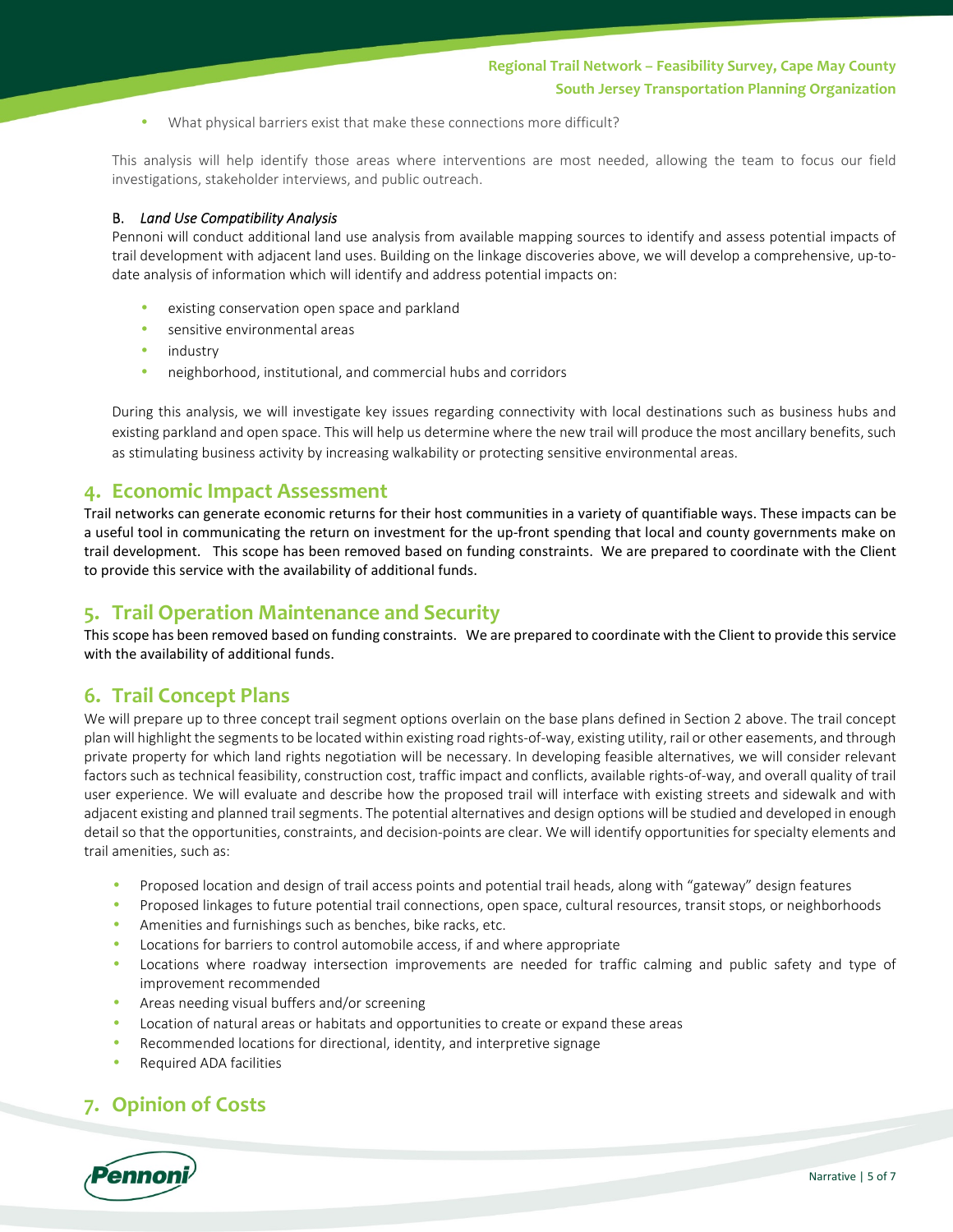- What physical barriers exist that make these connections more difficult?

This analysis will help identify those areas where interventions are most needed, allowing the team to focus our field investigations, stakeholder interviews, and public outreach.

#### B. *Land Use Compatibility Analysis*

Pennoni will conduct additional land use analysis from available mapping sources to identify and assess potential impacts of trail development with adjacent land uses. Building on the linkage discoveries above, we will develop a comprehensive, up-to-date analysis of information which will identify and address potential impacts on:

- existing conservation open space and parkland
- sensitive environmental areas
- industry
- neighborhood, institutional, and commercial hubs and corridors

During this analysis, we will investigate key issues regarding connectivity with local destinations such as business hubs and existing parkland and open space. This will help us determine where the new trail will produce the most ancillary benefits, such as stimulating business activity by increasing walkability or protecting sensitive environmental areas.

## 4. Economic Impact Assessment

Trail networks can generate economic returns for their host communities in a variety of quantifiable ways. These impacts can be a useful tool in communicating the return on investment for the up-front spending that local and county governments make on trail development. This scope has been removed based on funding constraints. We are prepared to coordinate with the Client to provide this service with the availability of additional funds.

## 5. Trail Operation Maintenance and Security

This scope has been removed based on funding constraints. We are prepared to coordinate with the Client to provide this service with the availability of additional funds.

## 6. Trail Concept Plans

We will prepare up to three concept trail segment options overlain on the base plans defined in Section 2 above. The trail concept plan will highlight the segments to be located within existing road rights-of-way, existing utility, rail or other easements, and through private property for which land rights negotiation will be necessary. In developing feasible alternatives, we will consider relevant factors such as technical feasibility, construction cost, traffic impact and conflicts, available rights-of-way, and overall quality of trail user experience. We will evaluate and describe how the proposed trail will interface with existing streets and sidewalk and with adjacent existing and planned trail segments. The potential alternatives and design options will be studied and developed in enough detail so that the opportunities, constraints, and decision-points are clear. We will identify opportunities for specialty elements and trail amenities, such as:

- Proposed location and design of trail access points and potential trail heads, along with "gateway" design features
- Proposed linkages to future potential trail connections, open space, cultural resources, transit stops, or neighborhoods
- Amenities and furnishings such as benches, bike racks, etc.
- Locations for barriers to control automobile access, if and where appropriate
- Locations where roadway intersection improvements are needed for traffic calming and public safety and type of improvement recommended
- Areas needing visual buffers and/or screening
- Location of natural areas or habitats and opportunities to create or expand these areas
- Recommended locations for directional, identity, and interpretive signage
- Required ADA facilities

## 7. Opinion of Costs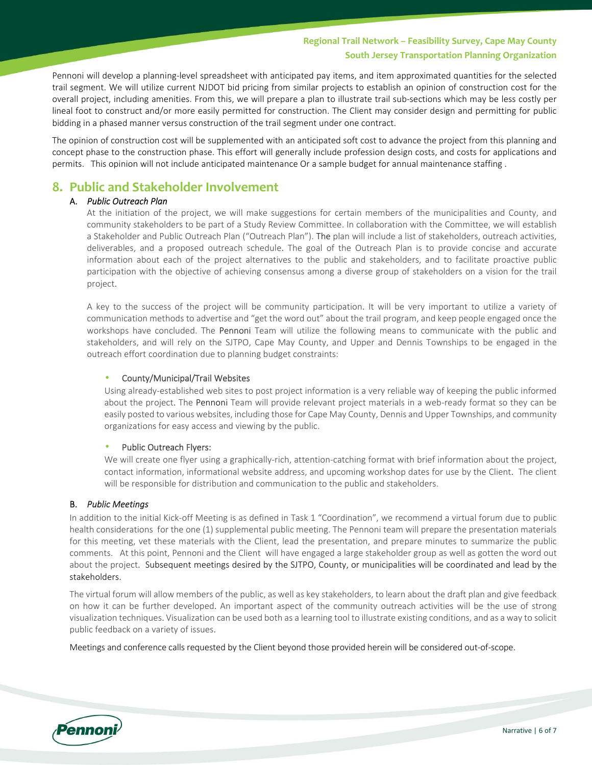Pennoni will develop a planning-level spreadsheet with anticipated pay items, and item approximated quantities for the selected trail segment. We will utilize current NJDOT bid pricing from similar projects to establish an opinion of construction cost for the overall project, including amenities. From this, we will prepare a plan to illustrate trail sub-sections which may be less costly per lineal foot to construct and/or more easily permitted for construction. The Client may consider design and permitting for public bidding in a phased manner versus construction of the trail segment under one contract.

The opinion of construction cost will be supplemented with an anticipated soft cost to advance the project from this planning and concept phase to the construction phase. This effort will generally include profession design costs, and costs for applications and permits. This opinion will not include anticipated maintenance Or a sample budget for annual maintenance staffing .

## 8. Public and Stakeholder Involvement

### A. *Public Outreach Plan*

At the initiation of the project, we will make suggestions for certain members of the municipalities and County, and community stakeholders to be part of a Study Review Committee. In collaboration with the Committee, we will establish a Stakeholder and Public Outreach Plan ("Outreach Plan"). The plan will include a list of stakeholders, outreach activities, deliverables, and a proposed outreach schedule. The goal of the Outreach Plan is to provide concise and accurate information about each of the project alternatives to the public and stakeholders, and to facilitate proactive public participation with the objective of achieving consensus among a diverse group of stakeholders on a vision for the trail project.

A key to the success of the project will be community participation. It will be very important to utilize a variety of communication methods to advertise and "get the word out" about the trail program, and keep people engaged once the workshops have concluded. The Pennoni Team will utilize the following means to communicate with the public and stakeholders, and will rely on the SJTPO, Cape May County, and Upper and Dennis Townships to be engaged in the outreach effort coordination due to planning budget constraints:

- County/Municipal/Trail Websites

  Using already-established web sites to post project information is a very reliable way of keeping the public informed about the project. The Pennoni Team will provide relevant project materials in a web-ready format so they can be easily posted to various websites, including those for Cape May County, Dennis and Upper Townships, and community organizations for easy access and viewing by the public.

- Public Outreach Flyers:

  We will create one flyer using a graphically-rich, attention-catching format with brief information about the project, contact information, informational website address, and upcoming workshop dates for use by the Client. The client will be responsible for distribution and communication to the public and stakeholders.

### B. *Public Meetings*

In addition to the initial Kick-off Meeting is as defined in Task 1 "Coordination", we recommend a virtual forum due to public health considerations for the one (1) supplemental public meeting. The Pennoni team will prepare the presentation materials for this meeting, vet these materials with the Client, lead the presentation, and prepare minutes to summarize the public comments. At this point, Pennoni and the Client will have engaged a large stakeholder group as well as gotten the word out about the project. Subsequent meetings desired by the SJTPO, County, or municipalities will be coordinated and lead by the stakeholders.

The virtual forum will allow members of the public, as well as key stakeholders, to learn about the draft plan and give feedback on how it can be further developed. An important aspect of the community outreach activities will be the use of strong visualization techniques. Visualization can be used both as a learning tool to illustrate existing conditions, and as a way to solicit public feedback on a variety of issues.

Meetings and conference calls requested by the Client beyond those provided herein will be considered out-of-scope.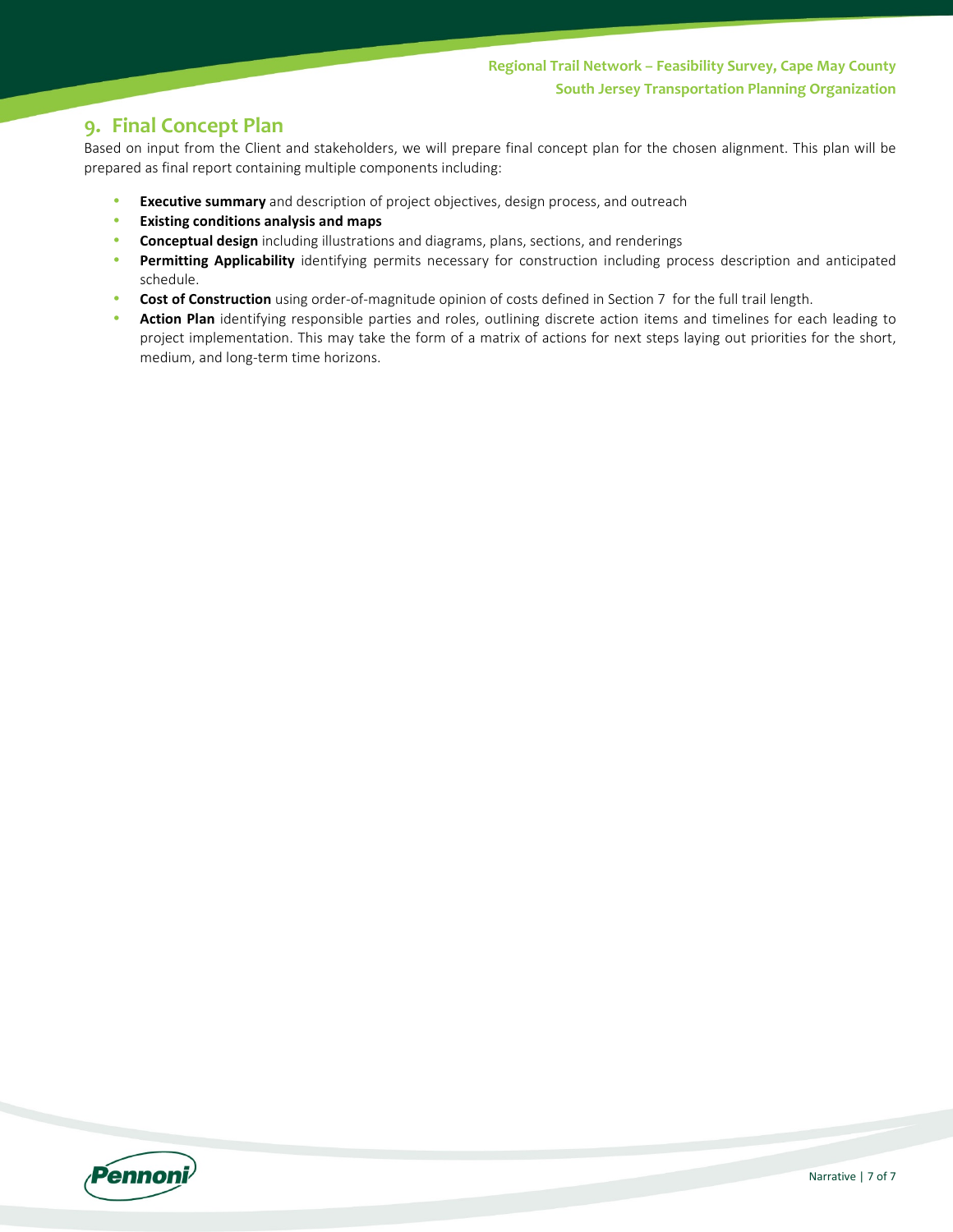## 9. Final Concept Plan

Based on input from the Client and stakeholders, we will prepare final concept plan for the chosen alignment. This plan will be prepared as final report containing multiple components including:

- **Executive summary** and description of project objectives, design process, and outreach
- **Existing conditions analysis and maps**
- **Conceptual design** including illustrations and diagrams, plans, sections, and renderings
- **Permitting Applicability** identifying permits necessary for construction including process description and anticipated schedule.
- **Cost of Construction** using order-of-magnitude opinion of costs defined in Section 7 for the full trail length.
- **Action Plan** identifying responsible parties and roles, outlining discrete action items and timelines for each leading to project implementation. This may take the form of a matrix of actions for next steps laying out priorities for the short, medium, and long-term time horizons.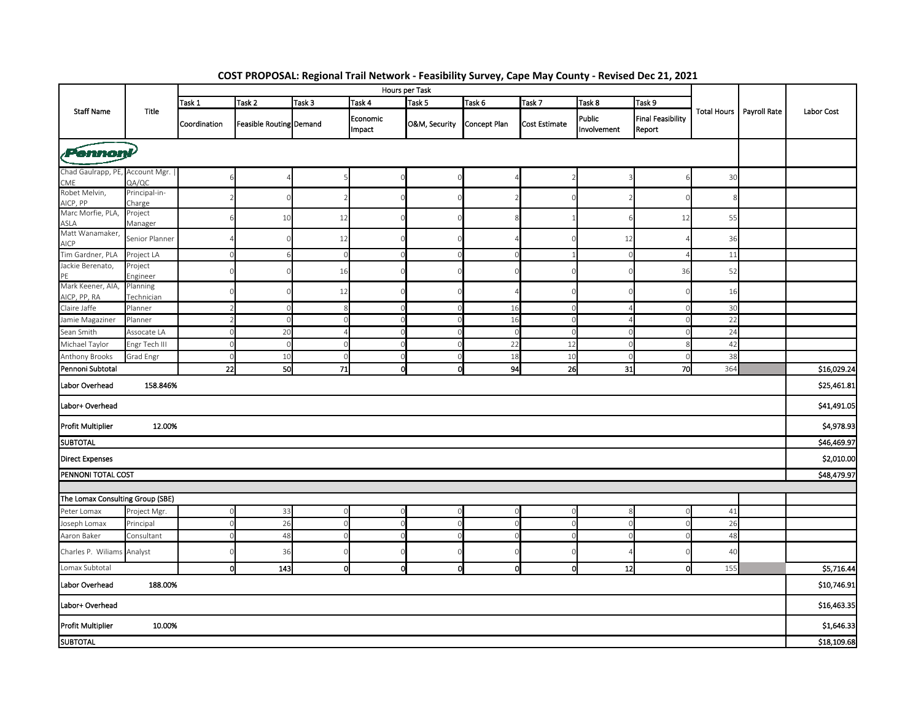# COST PROPOSAL: Regional Trail Network - Feasibility Survey, Cape May County - Revised Dec 21, 2021

| Staff Name | Title | Task 1 | Task 2 | Task 3 | Task 4 | Task 5 | Task 6 | Task 7 | Task 8 | Task 9 | Total Hours | Payroll Rate | Labor Cost |
|---|---|---|---|---|---|---|---|---|---|---|---|---|---|
| | | Coordination | Feasible Routing | Demand | Economic Impact | O&M, Security | Concept Plan | Cost Estimate | Public Involvement | Final Feasibility Report | | | |
| Pennoni | | | | | | | | | | | | | |
| Chad Gaulrapp, PE, CME | Account Mgr. \| QA/QC | 6 | 4 | 5 | 0 | 0 | 4 | 2 | 3 | 6 | 30 | | |
| Robet Melvin, AICP, PP | Principal-in-Charge | 2 | 0 | 2 | 0 | 0 | 2 | 0 | 2 | 0 | 8 | | |
| Marc Morfie, PLA, ASLA | Project Manager | 6 | 10 | 12 | 0 | 0 | 8 | 1 | 6 | 12 | 55 | | |
| Matt Wanamaker, AICP | Senior Planner | 4 | 0 | 12 | 0 | 0 | 4 | 0 | 12 | 4 | 36 | | |
| Tim Gardner, PLA | Project LA | 0 | 6 | 0 | 0 | 0 | 0 | 1 | 0 | 4 | 11 | | |
| Jackie Berenato, PE | Project Engineer | 0 | 0 | 16 | 0 | 0 | 0 | 0 | 0 | 36 | 52 | | |
| Mark Keener, AIA, AICP, PP, RA | Planning Technician | 0 | 0 | 12 | 0 | 0 | 4 | 0 | 0 | 0 | 16 | | |
| Claire Jaffe | Planner | 2 | 0 | 8 | 0 | 0 | 16 | 0 | 4 | 0 | 30 | | |
| Jamie Magaziner | Planner | 2 | 0 | 0 | 0 | 0 | 16 | 0 | 4 | 0 | 22 | | |
| Sean Smith | Assocate LA | 0 | 20 | 4 | 0 | 0 | 0 | 0 | 0 | 0 | 24 | | |
| Michael Taylor | Engr Tech III | 0 | 0 | 0 | 0 | 0 | 22 | 12 | 0 | 8 | 42 | | |
| Anthony Brooks | Grad Engr | 0 | 10 | 0 | 0 | 0 | 18 | 10 | 0 | 0 | 38 | | |
| **Pennoni Subtotal** | | **22** | **50** | **71** | **0** | **0** | **94** | **26** | **31** | **70** | 364 | | **$16,029.24** |
| **Labor Overhead** | **158.846%** | | | | | | | | | | | | **$25,461.81** |
| **Labor+ Overhead** | | | | | | | | | | | | | **$41,491.05** |
| **Profit Multiplier** | **12.00%** | | | | | | | | | | | | **$4,978.93** |
| **SUBTOTAL** | | | | | | | | | | | | | **$46,469.97** |
| **Direct Expenses** | | | | | | | | | | | | | **$2,010.00** |
| **PENNONI TOTAL COST** | | | | | | | | | | | | | **$48,479.97** |
| The Lomax Consulting Group (SBE) | | | | | | | | | | | | | |
| Peter Lomax | Project Mgr. | 0 | 33 | 0 | 0 | 0 | 0 | 0 | 8 | 0 | 41 | | |
| Joseph Lomax | Principal | 0 | 26 | 0 | 0 | 0 | 0 | 0 | 0 | 0 | 26 | | |
| Aaron Baker | Consultant | 0 | 48 | 0 | 0 | 0 | 0 | 0 | 0 | 0 | 48 | | |
| Charles P. Wiliams | Analyst | 0 | 36 | 0 | 0 | 0 | 0 | 0 | 4 | 0 | 40 | | |
| Lomax Subtotal | | **0** | **143** | **0** | **0** | **0** | **0** | **0** | **12** | **0** | 155 | | **$5,716.44** |
| **Labor Overhead** | **188.00%** | | | | | | | | | | | | **$10,746.91** |
| **Labor+ Overhead** | | | | | | | | | | | | | **$16,463.35** |
| **Profit Multiplier** | **10.00%** | | | | | | | | | | | | **$1,646.33** |
| **SUBTOTAL** | | | | | | | | | | | | | **$18,109.68** |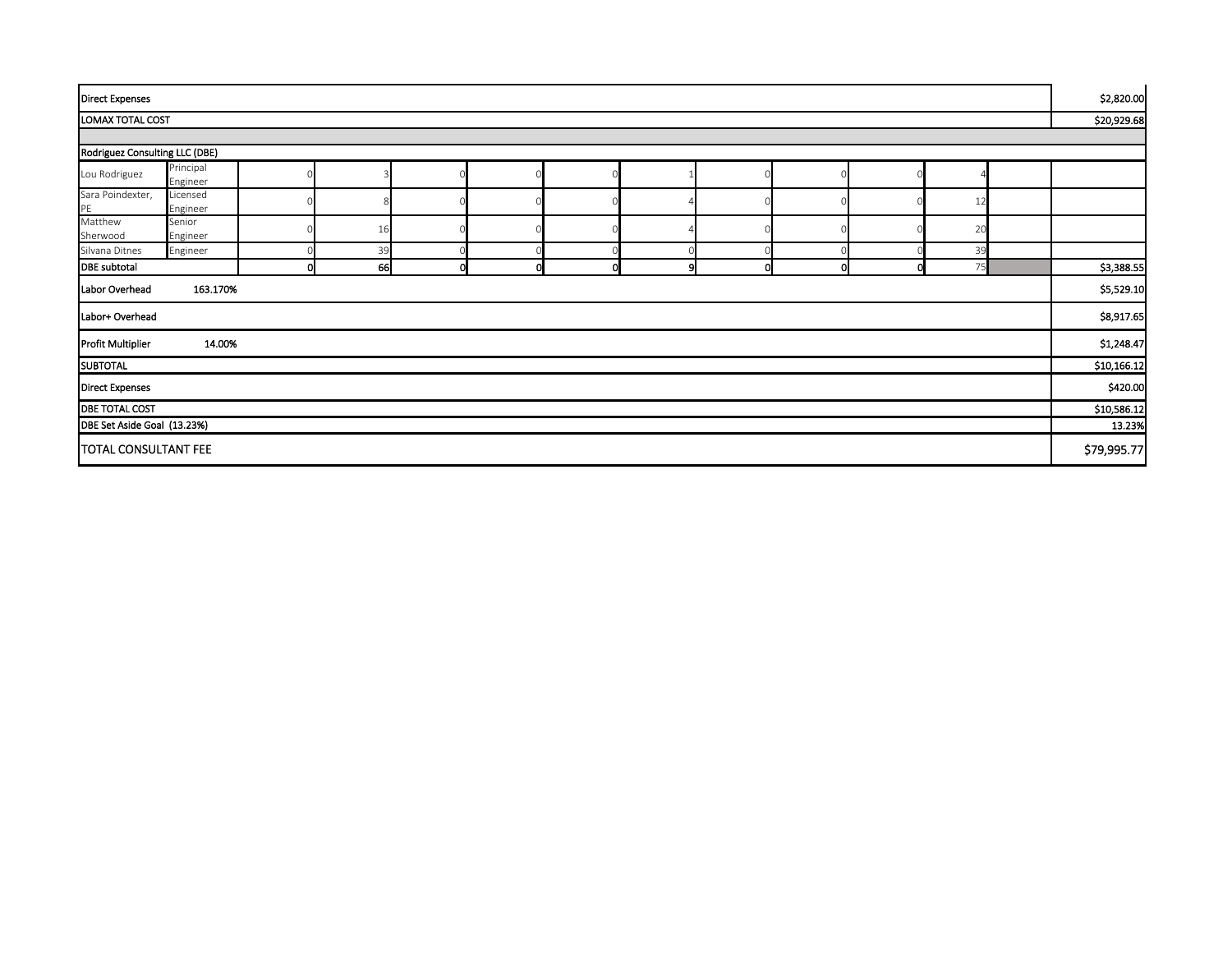| | | | | | | | | | | | | | |
|---|---|---|---|---|---|---|---|---|---|---|---|---|---|
| Direct Expenses | | | | | | | | | | | | | $2,820.00 |
| LOMAX TOTAL COST | | | | | | | | | | | | | $20,929.68 |
| | | | | | | | | | | | | | |
| Rodriguez Consulting LLC (DBE) | | | | | | | | | | | | | |
| Lou Rodriguez | Principal Engineer | 0 | 3 | 0 | 0 | 0 | 1 | 0 | 0 | 0 | 4 | | |
| Sara Poindexter, PE | Licensed Engineer | 0 | 8 | 0 | 0 | 0 | 4 | 0 | 0 | 0 | 12 | | |
| Matthew Sherwood | Senior Engineer | 0 | 16 | 0 | 0 | 0 | 4 | 0 | 0 | 0 | 20 | | |
| Silvana Ditnes | Engineer | 0 | 39 | 0 | 0 | 0 | 0 | 0 | 0 | 0 | 39 | | |
| DBE subtotal | | 0 | 66 | 0 | 0 | 0 | 9 | 0 | 0 | 0 | 75 | | $3,388.55 |
| Labor Overhead 163.170% | | | | | | | | | | | | | $5,529.10 |
| Labor+ Overhead | | | | | | | | | | | | | $8,917.65 |
| Profit Multiplier 14.00% | | | | | | | | | | | | | $1,248.47 |
| SUBTOTAL | | | | | | | | | | | | | $10,166.12 |
| Direct Expenses | | | | | | | | | | | | | $420.00 |
| DBE TOTAL COST | | | | | | | | | | | | | $10,586.12 |
| DBE Set Aside Goal (13.23%) | | | | | | | | | | | | | 13.23% |
| TOTAL CONSULTANT FEE | | | | | | | | | | | | | $79,995.77 |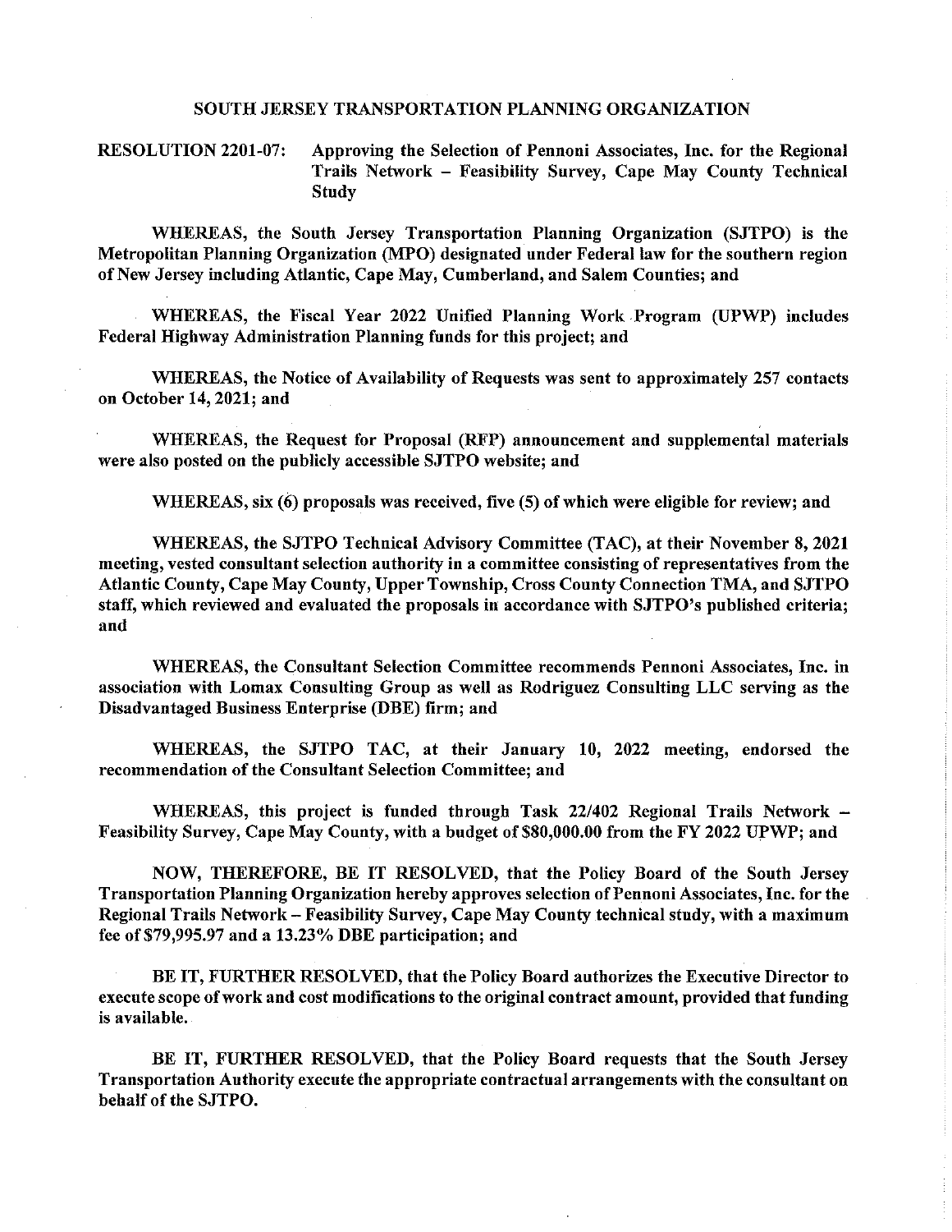# SOUTH JERSEY TRANSPORTATION PLANNING ORGANIZATION

**RESOLUTION 2201-07: Approving the Selection of Pennoni Associates, Inc. for the Regional Trails Network – Feasibility Survey, Cape May County Technical Study**

**WHEREAS, the South Jersey Transportation Planning Organization (SJTPO) is the Metropolitan Planning Organization (MPO) designated under Federal law for the southern region of New Jersey including Atlantic, Cape May, Cumberland, and Salem Counties; and**

**WHEREAS, the Fiscal Year 2022 Unified Planning Work Program (UPWP) includes Federal Highway Administration Planning funds for this project; and**

**WHEREAS, the Notice of Availability of Requests was sent to approximately 257 contacts on October 14, 2021; and**

**WHEREAS, the Request for Proposal (RFP) announcement and supplemental materials were also posted on the publicly accessible SJTPO website; and**

**WHEREAS, six (6) proposals was received, five (5) of which were eligible for review; and**

**WHEREAS, the SJTPO Technical Advisory Committee (TAC), at their November 8, 2021 meeting, vested consultant selection authority in a committee consisting of representatives from the Atlantic County, Cape May County, Upper Township, Cross County Connection TMA, and SJTPO staff, which reviewed and evaluated the proposals in accordance with SJTPO's published criteria; and**

**WHEREAS, the Consultant Selection Committee recommends Pennoni Associates, Inc. in association with Lomax Consulting Group as well as Rodriguez Consulting LLC serving as the Disadvantaged Business Enterprise (DBE) firm; and**

**WHEREAS, the SJTPO TAC, at their January 10, 2022 meeting, endorsed the recommendation of the Consultant Selection Committee; and**

**WHEREAS, this project is funded through Task 22/402 Regional Trails Network – Feasibility Survey, Cape May County, with a budget of $80,000.00 from the FY 2022 UPWP; and**

**NOW, THEREFORE, BE IT RESOLVED, that the Policy Board of the South Jersey Transportation Planning Organization hereby approves selection of Pennoni Associates, Inc. for the Regional Trails Network – Feasibility Survey, Cape May County technical study, with a maximum fee of $79,995.97 and a 13.23% DBE participation; and**

**BE IT, FURTHER RESOLVED, that the Policy Board authorizes the Executive Director to execute scope of work and cost modifications to the original contract amount, provided that funding is available.**

**BE IT, FURTHER RESOLVED, that the Policy Board requests that the South Jersey Transportation Authority execute the appropriate contractual arrangements with the consultant on behalf of the SJTPO.**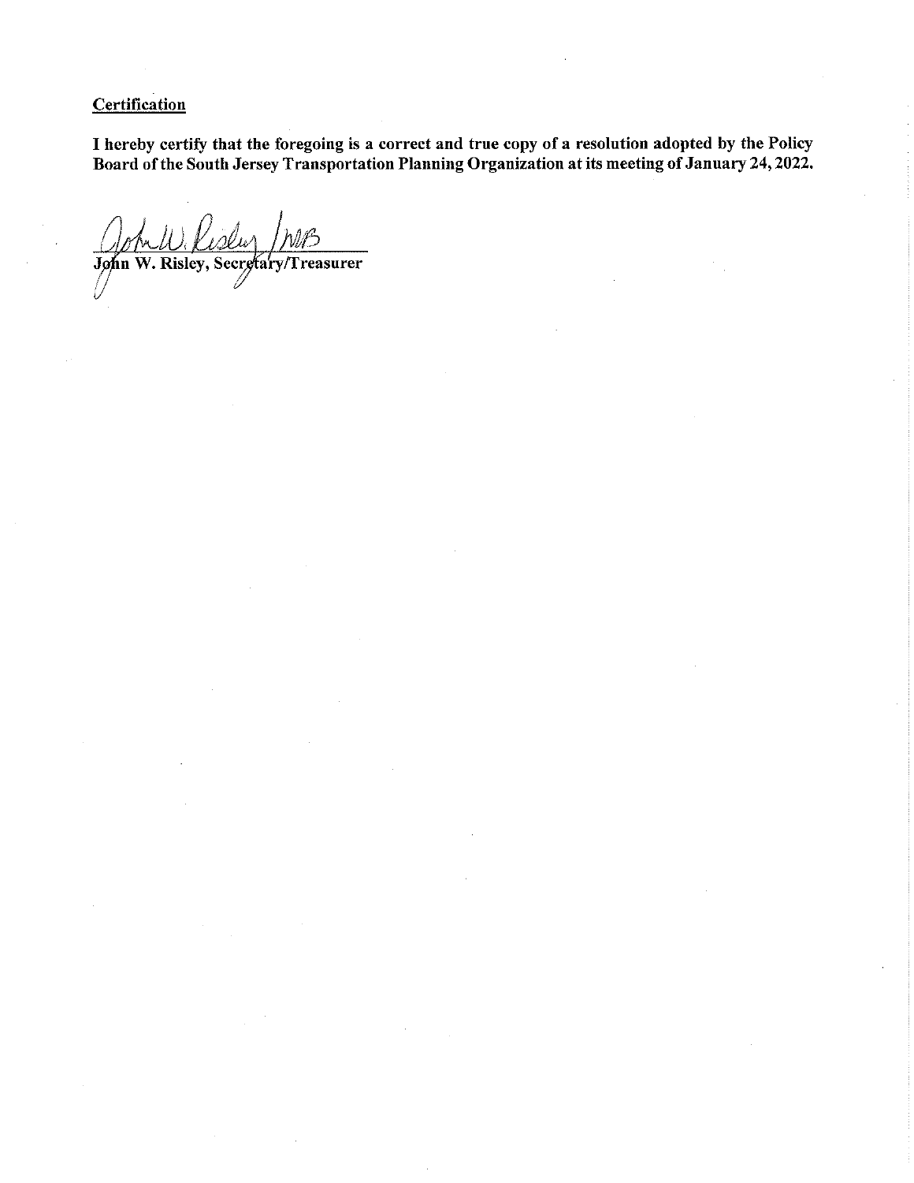**Certification**

**I hereby certify that the foregoing is a correct and true copy of a resolution adopted by the Policy Board of the South Jersey Transportation Planning Organization at its meeting of January 24, 2022.**

John W. Risley /NWB

**John W. Risley, Secretary/Treasurer**